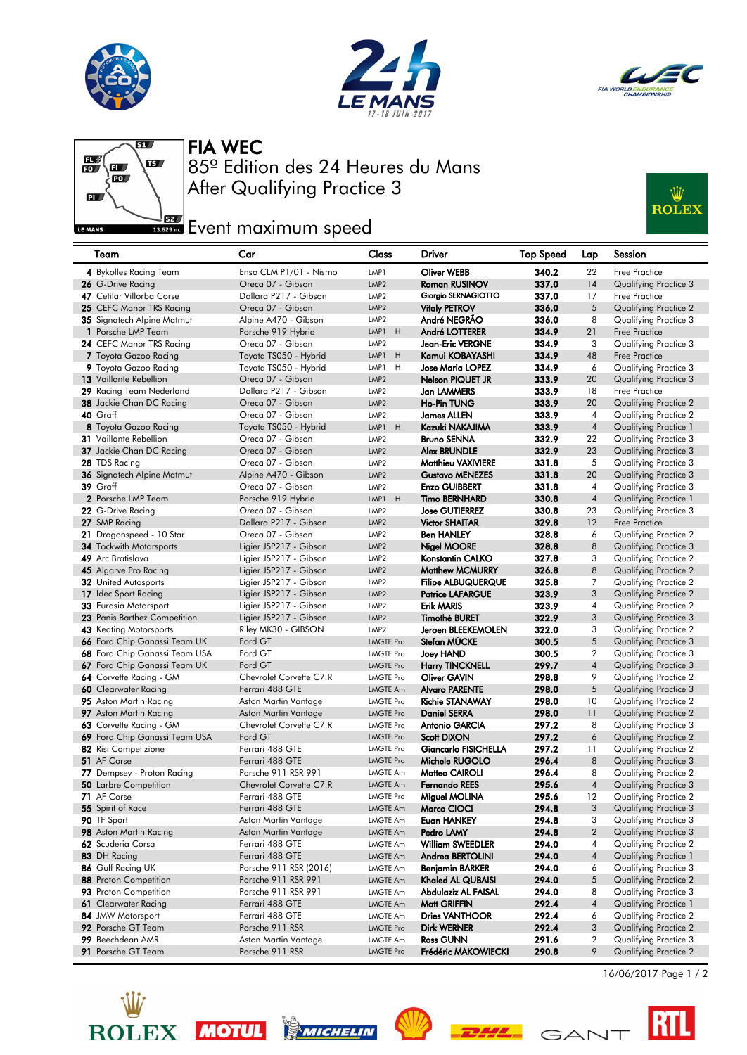# FIA WEC

## 85º Edition des 24 Heures du Mans

## After Qualifying Practice 3

## Event maximum speed

| Team | Car | Class | Driver | Top Speed | Lap | Session |
|---|---|---|---|---|---|---|
| 4 Bykolles Racing Team | Enso CLM P1/01 - Nismo | LMP1 | Oliver WEBB | 340.2 | 22 | Free Practice |
| 26 G-Drive Racing | Oreca 07 - Gibson | LMP2 | Roman RUSINOV | 337.0 | 14 | Qualifying Practice 3 |
| 47 Cetilar Villorba Corse | Dallara P217 - Gibson | LMP2 | Giorgio SERNAGIOTTO | 337.0 | 17 | Free Practice |
| 25 CEFC Manor TRS Racing | Oreca 07 - Gibson | LMP2 | Vitaly PETROV | 336.0 | 5 | Qualifying Practice 2 |
| 35 Signatech Alpine Matmut | Alpine A470 - Gibson | LMP2 | André NEGRÃO | 336.0 | 8 | Qualifying Practice 3 |
| 1 Porsche LMP Team | Porsche 919 Hybrid | LMP1 H | André LOTTERER | 334.9 | 21 | Free Practice |
| 24 CEFC Manor TRS Racing | Oreca 07 - Gibson | LMP2 | Jean-Eric VERGNE | 334.9 | 3 | Qualifying Practice 3 |
| 7 Toyota Gazoo Racing | Toyota TS050 - Hybrid | LMP1 H | Kamui KOBAYASHI | 334.9 | 48 | Free Practice |
| 9 Toyota Gazoo Racing | Toyota TS050 - Hybrid | LMP1 H | Jose Maria LOPEZ | 334.9 | 6 | Qualifying Practice 3 |
| 13 Vaillante Rebellion | Oreca 07 - Gibson | LMP2 | Nelson PIQUET JR | 333.9 | 20 | Qualifying Practice 3 |
| 29 Racing Team Nederland | Dallara P217 - Gibson | LMP2 | Jan LAMMERS | 333.9 | 18 | Free Practice |
| 38 Jackie Chan DC Racing | Oreca 07 - Gibson | LMP2 | Ho-Pin TUNG | 333.9 | 20 | Qualifying Practice 2 |
| 40 Graff | Oreca 07 - Gibson | LMP2 | James ALLEN | 333.9 | 4 | Qualifying Practice 2 |
| 8 Toyota Gazoo Racing | Toyota TS050 - Hybrid | LMP1 H | Kazuki NAKAJIMA | 333.9 | 4 | Qualifying Practice 1 |
| 31 Vaillante Rebellion | Oreca 07 - Gibson | LMP2 | Bruno SENNA | 332.9 | 22 | Qualifying Practice 3 |
| 37 Jackie Chan DC Racing | Oreca 07 - Gibson | LMP2 | Alex BRUNDLE | 332.9 | 23 | Qualifying Practice 3 |
| 28 TDS Racing | Oreca 07 - Gibson | LMP2 | Matthieu VAXIVIERE | 331.8 | 5 | Qualifying Practice 3 |
| 36 Signatech Alpine Matmut | Alpine A470 - Gibson | LMP2 | Gustavo MENEZES | 331.8 | 20 | Qualifying Practice 3 |
| 39 Graff | Oreca 07 - Gibson | LMP2 | Enzo GUIBBERT | 331.8 | 4 | Qualifying Practice 3 |
| 2 Porsche LMP Team | Porsche 919 Hybrid | LMP1 H | Timo BERNHARD | 330.8 | 4 | Qualifying Practice 1 |
| 22 G-Drive Racing | Oreca 07 - Gibson | LMP2 | Jose GUTIERREZ | 330.8 | 23 | Qualifying Practice 3 |
| 27 SMP Racing | Dallara P217 - Gibson | LMP2 | Victor SHAITAR | 329.8 | 12 | Free Practice |
| 21 Dragonspeed - 10 Star | Oreca 07 - Gibson | LMP2 | Ben HANLEY | 328.8 | 6 | Qualifying Practice 2 |
| 34 Tockwith Motorsports | Ligier JSP217 - Gibson | LMP2 | Nigel MOORE | 328.8 | 8 | Qualifying Practice 3 |
| 49 Arc Bratislava | Ligier JSP217 - Gibson | LMP2 | Konstantin CALKO | 327.8 | 3 | Qualifying Practice 2 |
| 45 Algarve Pro Racing | Ligier JSP217 - Gibson | LMP2 | Matthew MCMURRY | 326.8 | 8 | Qualifying Practice 2 |
| 32 United Autosports | Ligier JSP217 - Gibson | LMP2 | Filipe ALBUQUERQUE | 325.8 | 7 | Qualifying Practice 2 |
| 17 Idec Sport Racing | Ligier JSP217 - Gibson | LMP2 | Patrice LAFARGUE | 323.9 | 3 | Qualifying Practice 2 |
| 33 Eurasia Motorsport | Ligier JSP217 - Gibson | LMP2 | Erik MARIS | 323.9 | 4 | Qualifying Practice 2 |
| 23 Panis Barthez Competition | Ligier JSP217 - Gibson | LMP2 | Timothé BURET | 322.9 | 3 | Qualifying Practice 3 |
| 43 Keating Motorsports | Riley MK30 - GIBSON | LMP2 | Jeroen BLEEKEMOLEN | 322.0 | 3 | Qualifying Practice 2 |
| 66 Ford Chip Ganassi Team UK | Ford GT | LMGTE Pro | Stefan MÜCKE | 300.5 | 5 | Qualifying Practice 3 |
| 68 Ford Chip Ganassi Team USA | Ford GT | LMGTE Pro | Joey HAND | 300.5 | 2 | Qualifying Practice 3 |
| 67 Ford Chip Ganassi Team UK | Ford GT | LMGTE Pro | Harry TINCKNELL | 299.7 | 4 | Qualifying Practice 3 |
| 64 Corvette Racing - GM | Chevrolet Corvette C7.R | LMGTE Pro | Oliver GAVIN | 298.8 | 9 | Qualifying Practice 2 |
| 60 Clearwater Racing | Ferrari 488 GTE | LMGTE Am | Alvaro PARENTE | 298.0 | 5 | Qualifying Practice 3 |
| 95 Aston Martin Racing | Aston Martin Vantage | LMGTE Pro | Richie STANAWAY | 298.0 | 10 | Qualifying Practice 2 |
| 97 Aston Martin Racing | Aston Martin Vantage | LMGTE Pro | Daniel SERRA | 298.0 | 11 | Qualifying Practice 2 |
| 63 Corvette Racing - GM | Chevrolet Corvette C7.R | LMGTE Pro | Antonio GARCIA | 297.2 | 8 | Qualifying Practice 3 |
| 69 Ford Chip Ganassi Team USA | Ford GT | LMGTE Pro | Scott DIXON | 297.2 | 6 | Qualifying Practice 2 |
| 82 Risi Competizione | Ferrari 488 GTE | LMGTE Pro | Giancarlo FISICHELLA | 297.2 | 11 | Qualifying Practice 2 |
| 51 AF Corse | Ferrari 488 GTE | LMGTE Pro | Michele RUGOLO | 296.4 | 8 | Qualifying Practice 3 |
| 77 Dempsey - Proton Racing | Porsche 911 RSR 991 | LMGTE Am | Matteo CAIROLI | 296.4 | 8 | Qualifying Practice 2 |
| 50 Larbre Competition | Chevrolet Corvette C7.R | LMGTE Am | Fernando REES | 295.6 | 4 | Qualifying Practice 3 |
| 71 AF Corse | Ferrari 488 GTE | LMGTE Pro | Miguel MOLINA | 295.6 | 12 | Qualifying Practice 2 |
| 55 Spirit of Race | Ferrari 488 GTE | LMGTE Am | Marco CIOCI | 294.8 | 3 | Qualifying Practice 3 |
| 90 TF Sport | Aston Martin Vantage | LMGTE Am | Euan HANKEY | 294.8 | 3 | Qualifying Practice 3 |
| 98 Aston Martin Racing | Aston Martin Vantage | LMGTE Am | Pedro LAMY | 294.8 | 2 | Qualifying Practice 3 |
| 62 Scuderia Corsa | Ferrari 488 GTE | LMGTE Am | William SWEEDLER | 294.0 | 4 | Qualifying Practice 2 |
| 83 DH Racing | Ferrari 488 GTE | LMGTE Am | Andrea BERTOLINI | 294.0 | 4 | Qualifying Practice 1 |
| 86 Gulf Racing UK | Porsche 911 RSR (2016) | LMGTE Am | Benjamin BARKER | 294.0 | 6 | Qualifying Practice 3 |
| 88 Proton Competition | Porsche 911 RSR 991 | LMGTE Am | Khaled AL QUBAISI | 294.0 | 5 | Qualifying Practice 2 |
| 93 Proton Competition | Porsche 911 RSR 991 | LMGTE Am | Abdulaziz AL FAISAL | 294.0 | 8 | Qualifying Practice 3 |
| 61 Clearwater Racing | Ferrari 488 GTE | LMGTE Am | Matt GRIFFIN | 292.4 | 4 | Qualifying Practice 1 |
| 84 JMW Motorsport | Ferrari 488 GTE | LMGTE Am | Dries VANTHOOR | 292.4 | 6 | Qualifying Practice 2 |
| 92 Porsche GT Team | Porsche 911 RSR | LMGTE Pro | Dirk WERNER | 292.4 | 3 | Qualifying Practice 2 |
| 99 Beechdean AMR | Aston Martin Vantage | LMGTE Am | Ross GUNN | 291.6 | 2 | Qualifying Practice 3 |
| 91 Porsche GT Team | Porsche 911 RSR | LMGTE Pro | Frédéric MAKOWIECKI | 290.8 | 9 | Qualifying Practice 2 |

16/06/2017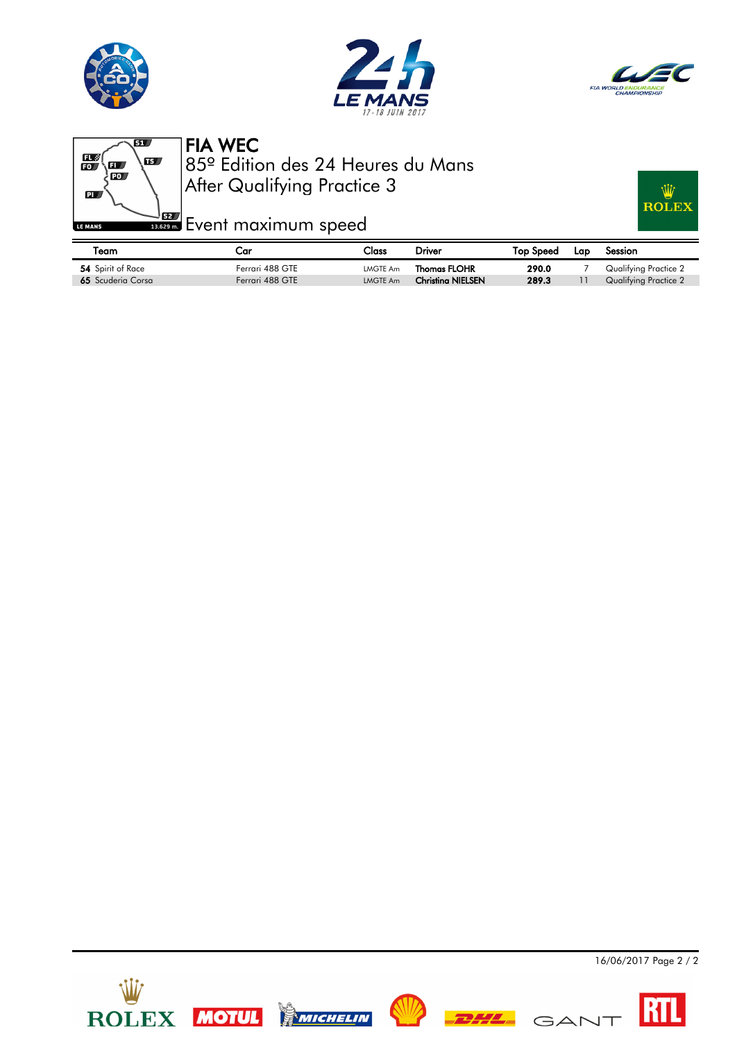# FIA WEC

85º Edition des 24 Heures du Mans

After Qualifying Practice 3

Event maximum speed

| Team | Car | Class | Driver | Top Speed | Lap | Session |
|---|---|---|---|---|---|---|
| **54** Spirit of Race | Ferrari 488 GTE | LMGTE Am | **Thomas FLOHR** | **290.0** | 7 | Qualifying Practice 2 |
| **65** Scuderia Corsa | Ferrari 488 GTE | LMGTE Am | **Christina NIELSEN** | **289.3** | 11 | Qualifying Practice 2 |

16/06/2017